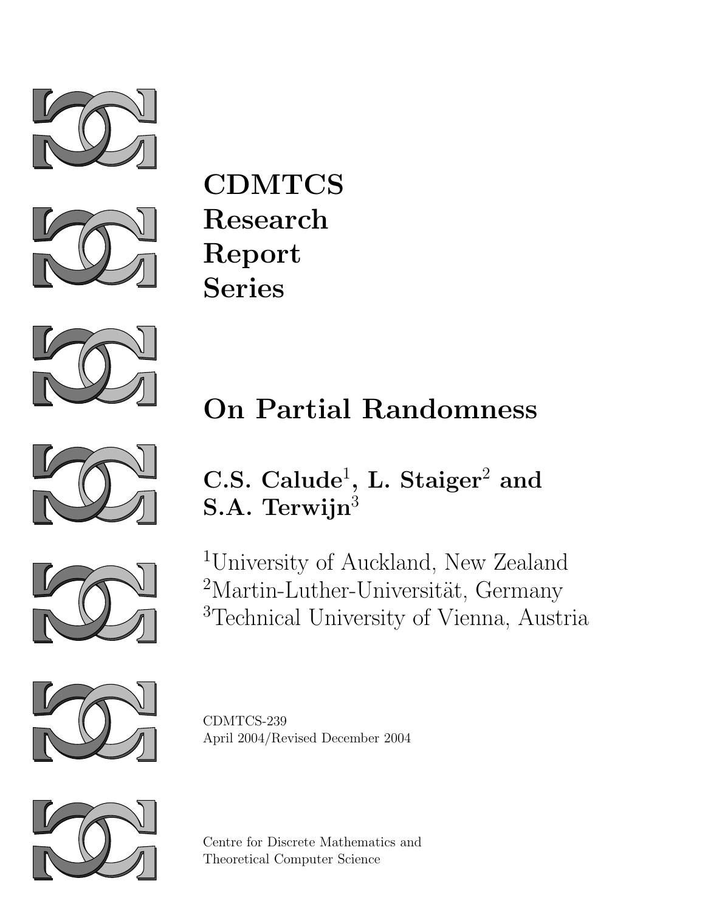**CDMTCS**
**Research**
**Report**
**Series**

# On Partial Randomness

**C.S. Calude[1], L. Staiger[2] and S.A. Terwijn[3]**

[1]University of Auckland, New Zealand
[2]Martin-Luther-Universität, Germany
[3]Technical University of Vienna, Austria

CDMTCS-239
April 2004/Revised December 2004

Centre for Discrete Mathematics and
Theoretical Computer Science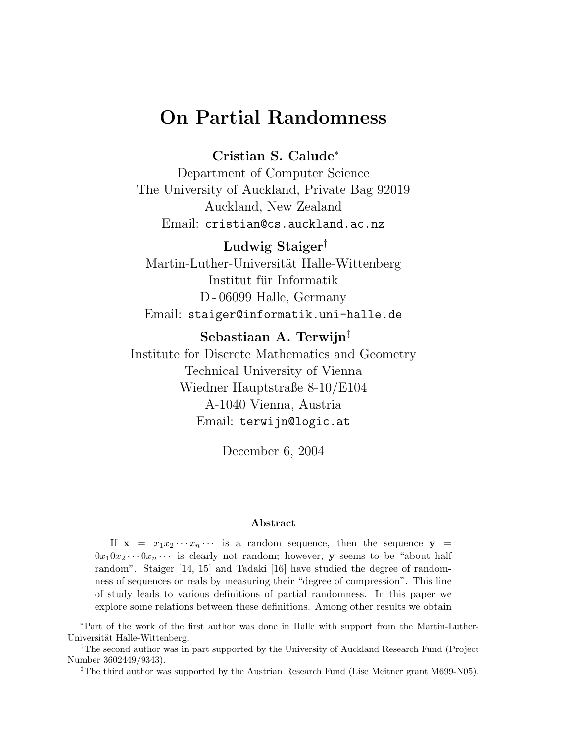# On Partial Randomness

**Cristian S. Calude***
Department of Computer Science
The University of Auckland, Private Bag 92019
Auckland, New Zealand
Email: `cristian@cs.auckland.ac.nz`

**Ludwig Staiger†**
Martin-Luther-Universität Halle-Wittenberg
Institut für Informatik
D-06099 Halle, Germany
Email: `staiger@informatik.uni-halle.de`

**Sebastiaan A. Terwijn‡**
Institute for Discrete Mathematics and Geometry
Technical University of Vienna
Wiedner Hauptstraße 8-10/E104
A-1040 Vienna, Austria
Email: `terwijn@logic.at`

December 6, 2004

### Abstract

If $\mathbf{x} = x_1 x_2 \cdots x_n \cdots$ is a random sequence, then the sequence $\mathbf{y} = 0x_1 0x_2 \cdots 0x_n \cdots$ is clearly not random; however, $\mathbf{y}$ seems to be "about half random". Staiger [14, 15] and Tadaki [16] have studied the degree of randomness of sequences or reals by measuring their "degree of compression". This line of study leads to various definitions of partial randomness. In this paper we explore some relations between these definitions. Among other results we obtain

---

*Part of the work of the first author was done in Halle with support from the Martin-Luther-Universität Halle-Wittenberg.

†The second author was in part supported by the University of Auckland Research Fund (Project Number 3602449/9343).

‡The third author was supported by the Austrian Research Fund (Lise Meitner grant M699-N05).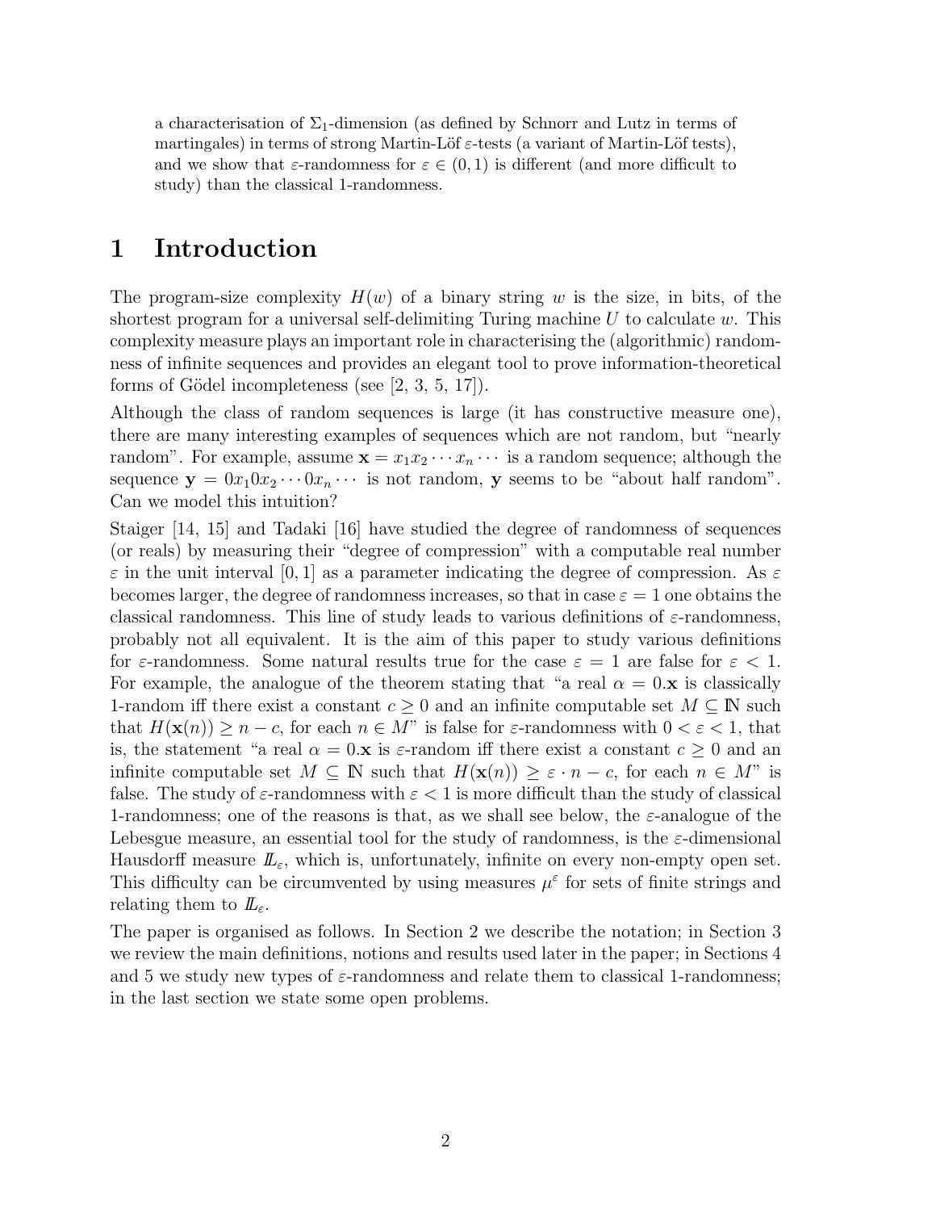a characterisation of $\Sigma_1$-dimension (as defined by Schnorr and Lutz in terms of martingales) in terms of strong Martin-Löf $\varepsilon$-tests (a variant of Martin-Löf tests), and we show that $\varepsilon$-randomness for $\varepsilon \in (0, 1)$ is different (and more difficult to study) than the classical 1-randomness.

# 1 Introduction

The program-size complexity $H(w)$ of a binary string $w$ is the size, in bits, of the shortest program for a universal self-delimiting Turing machine $U$ to calculate $w$. This complexity measure plays an important role in characterising the (algorithmic) randomness of infinite sequences and provides an elegant tool to prove information-theoretical forms of Gödel incompleteness (see [2, 3, 5, 17]).

Although the class of random sequences is large (it has constructive measure one), there are many interesting examples of sequences which are not random, but "nearly random". For example, assume $\mathbf{x} = x_1 x_2 \cdots x_n \cdots$ is a random sequence; although the sequence $\mathbf{y} = 0x_1 0x_2 \cdots 0x_n \cdots$ is not random, $\mathbf{y}$ seems to be "about half random". Can we model this intuition?

Staiger [14, 15] and Tadaki [16] have studied the degree of randomness of sequences (or reals) by measuring their "degree of compression" with a computable real number $\varepsilon$ in the unit interval $[0, 1]$ as a parameter indicating the degree of compression. As $\varepsilon$ becomes larger, the degree of randomness increases, so that in case $\varepsilon = 1$ one obtains the classical randomness. This line of study leads to various definitions of $\varepsilon$-randomness, probably not all equivalent. It is the aim of this paper to study various definitions for $\varepsilon$-randomness. Some natural results true for the case $\varepsilon = 1$ are false for $\varepsilon < 1$. For example, the analogue of the theorem stating that "a real $\alpha = 0.\mathbf{x}$ is classically 1-random iff there exist a constant $c \geq 0$ and an infinite computable set $M \subseteq \mathbb{N}$ such that $H(\mathbf{x}(n)) \geq n - c$, for each $n \in M$" is false for $\varepsilon$-randomness with $0 < \varepsilon < 1$, that is, the statement "a real $\alpha = 0.\mathbf{x}$ is $\varepsilon$-random iff there exist a constant $c \geq 0$ and an infinite computable set $M \subseteq \mathbb{N}$ such that $H(\mathbf{x}(n)) \geq \varepsilon \cdot n - c$, for each $n \in M$" is false. The study of $\varepsilon$-randomness with $\varepsilon < 1$ is more difficult than the study of classical 1-randomness; one of the reasons is that, as we shall see below, the $\varepsilon$-analogue of the Lebesgue measure, an essential tool for the study of randomness, is the $\varepsilon$-dimensional Hausdorff measure $\mathbb{L}_\varepsilon$, which is, unfortunately, infinite on every non-empty open set. This difficulty can be circumvented by using measures $\mu^\varepsilon$ for sets of finite strings and relating them to $\mathbb{L}_\varepsilon$.

The paper is organised as follows. In Section 2 we describe the notation; in Section 3 we review the main definitions, notions and results used later in the paper; in Sections 4 and 5 we study new types of $\varepsilon$-randomness and relate them to classical 1-randomness; in the last section we state some open problems.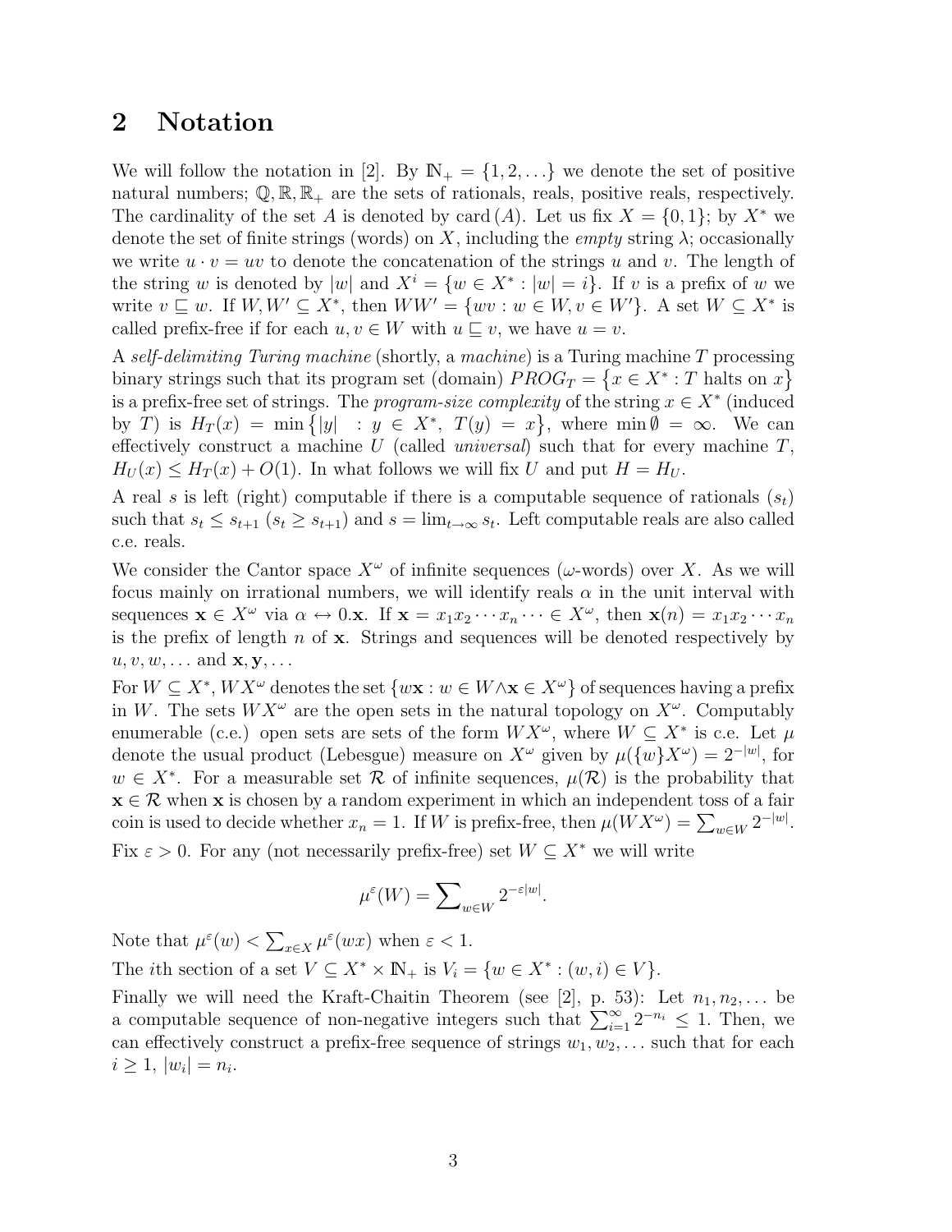## 2 Notation

We will follow the notation in [2]. By $\mathbb{N}_+ = \{1, 2, \ldots\}$ we denote the set of positive natural numbers; $\mathbb{Q}, \mathbb{R}, \mathbb{R}_+$ are the sets of rationals, reals, positive reals, respectively. The cardinality of the set $A$ is denoted by $\mathrm{card}\,(A)$. Let us fix $X = \{0, 1\}$; by $X^*$ we denote the set of finite strings (words) on $X$, including the *empty* string $\lambda$; occasionally we write $u \cdot v = uv$ to denote the concatenation of the strings $u$ and $v$. The length of the string $w$ is denoted by $|w|$ and $X^i = \{w \in X^* : |w| = i\}$. If $v$ is a prefix of $w$ we write $v \sqsubseteq w$. If $W, W' \subseteq X^*$, then $WW' = \{wv : w \in W, v \in W'\}$. A set $W \subseteq X^*$ is called prefix-free if for each $u, v \in W$ with $u \sqsubseteq v$, we have $u = v$.

A *self-delimiting Turing machine* (shortly, a *machine*) is a Turing machine $T$ processing binary strings such that its program set (domain) $PROG_T = \{x \in X^* : T \text{ halts on } x\}$ is a prefix-free set of strings. The *program-size complexity* of the string $x \in X^*$ (induced by $T$) is $H_T(x) = \min\{|y| \; : y \in X^*, \; T(y) = x\}$, where $\min \emptyset = \infty$. We can effectively construct a machine $U$ (called *universal*) such that for every machine $T$, $H_U(x) \leq H_T(x) + O(1)$. In what follows we will fix $U$ and put $H = H_U$.

A real $s$ is left (right) computable if there is a computable sequence of rationals $(s_t)$ such that $s_t \leq s_{t+1}$ ($s_t \geq s_{t+1}$) and $s = \lim_{t\to\infty} s_t$. Left computable reals are also called c.e. reals.

We consider the Cantor space $X^\omega$ of infinite sequences ($\omega$-words) over $X$. As we will focus mainly on irrational numbers, we will identify reals $\alpha$ in the unit interval with sequences $\mathbf{x} \in X^\omega$ via $\alpha \leftrightarrow 0.\mathbf{x}$. If $\mathbf{x} = x_1 x_2 \cdots x_n \cdots \in X^\omega$, then $\mathbf{x}(n) = x_1 x_2 \cdots x_n$ is the prefix of length $n$ of $\mathbf{x}$. Strings and sequences will be denoted respectively by $u, v, w, \ldots$ and $\mathbf{x}, \mathbf{y}, \ldots$

For $W \subseteq X^*$, $WX^\omega$ denotes the set $\{w\mathbf{x} : w \in W \wedge \mathbf{x} \in X^\omega\}$ of sequences having a prefix in $W$. The sets $WX^\omega$ are the open sets in the natural topology on $X^\omega$. Computably enumerable (c.e.) open sets are sets of the form $WX^\omega$, where $W \subseteq X^*$ is c.e. Let $\mu$ denote the usual product (Lebesgue) measure on $X^\omega$ given by $\mu(\{w\}X^\omega) = 2^{-|w|}$, for $w \in X^*$. For a measurable set $\mathcal{R}$ of infinite sequences, $\mu(\mathcal{R})$ is the probability that $\mathbf{x} \in \mathcal{R}$ when $\mathbf{x}$ is chosen by a random experiment in which an independent toss of a fair coin is used to decide whether $x_n = 1$. If $W$ is prefix-free, then $\mu(WX^\omega) = \sum_{w\in W} 2^{-|w|}$.

Fix $\varepsilon > 0$. For any (not necessarily prefix-free) set $W \subseteq X^*$ we will write

$$\mu^\varepsilon(W) = \sum\nolimits_{w\in W} 2^{-\varepsilon|w|}.$$

Note that $\mu^\varepsilon(w) < \sum_{x\in X} \mu^\varepsilon(wx)$ when $\varepsilon < 1$.

The $i$th section of a set $V \subseteq X^* \times \mathbb{N}_+$ is $V_i = \{w \in X^* : (w, i) \in V\}$.

Finally we will need the Kraft-Chaitin Theorem (see [2], p. 53): Let $n_1, n_2, \ldots$ be a computable sequence of non-negative integers such that $\sum_{i=1}^{\infty} 2^{-n_i} \leq 1$. Then, we can effectively construct a prefix-free sequence of strings $w_1, w_2, \ldots$ such that for each $i \geq 1$, $|w_i| = n_i$.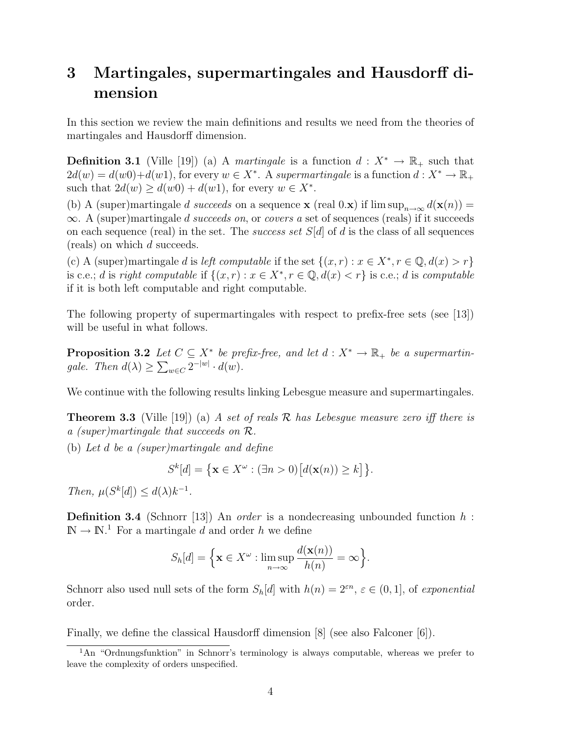# 3 Martingales, supermartingales and Hausdorff dimension

In this section we review the main definitions and results we need from the theories of martingales and Hausdorff dimension.

**Definition 3.1** (Ville [19]) (a) A *martingale* is a function $d : X^* \to \mathbb{R}_+$ such that $2d(w) = d(w0)+d(w1)$, for every $w \in X^*$. A *supermartingale* is a function $d : X^* \to \mathbb{R}_+$ such that $2d(w) \geq d(w0) + d(w1)$, for every $w \in X^*$.

(b) A (super)martingale $d$ *succeeds* on a sequence $\mathbf{x}$ (real $0.\mathbf{x}$) if $\limsup_{n\to\infty} d(\mathbf{x}(n)) = \infty$. A (super)martingale $d$ *succeeds on*, or *covers a* set of sequences (reals) if it succeeds on each sequence (real) in the set. The *success set* $S[d]$ of $d$ is the class of all sequences (reals) on which $d$ succeeds.

(c) A (super)martingale $d$ is *left computable* if the set $\{(x, r) : x \in X^*, r \in \mathbb{Q}, d(x) > r\}$ is c.e.; $d$ is *right computable* if $\{(x, r) : x \in X^*, r \in \mathbb{Q}, d(x) < r\}$ is c.e.; $d$ is *computable* if it is both left computable and right computable.

The following property of supermartingales with respect to prefix-free sets (see [13]) will be useful in what follows.

**Proposition 3.2** *Let $C \subseteq X^*$ be prefix-free, and let $d : X^* \to \mathbb{R}_+$ be a supermartingale. Then $d(\lambda) \geq \sum_{w\in C} 2^{-|w|} \cdot d(w)$.*

We continue with the following results linking Lebesgue measure and supermartingales.

**Theorem 3.3** (Ville [19]) (a) *A set of reals $\mathcal{R}$ has Lebesgue measure zero iff there is a (super)martingale that succeeds on $\mathcal{R}$.*

(b) *Let $d$ be a (super)martingale and define*

$$S^k[d] = \{\mathbf{x} \in X^\omega : (\exists n > 0)[d(\mathbf{x}(n)) \geq k]\}.$$

*Then, $\mu(S^k[d]) \leq d(\lambda)k^{-1}$.*

**Definition 3.4** (Schnorr [13]) An *order* is a nondecreasing unbounded function $h : \mathbb{N} \to \mathbb{N}$.[1] For a martingale $d$ and order $h$ we define

$$S_h[d] = \Big\{\mathbf{x} \in X^\omega : \limsup_{n\to\infty} \frac{d(\mathbf{x}(n))}{h(n)} = \infty\Big\}.$$

Schnorr also used null sets of the form $S_h[d]$ with $h(n) = 2^{\varepsilon n}$, $\varepsilon \in (0, 1]$, of *exponential* order.

Finally, we define the classical Hausdorff dimension [8] (see also Falconer [6]).

[1] An "Ordnungsfunktion" in Schnorr's terminology is always computable, whereas we prefer to leave the complexity of orders unspecified.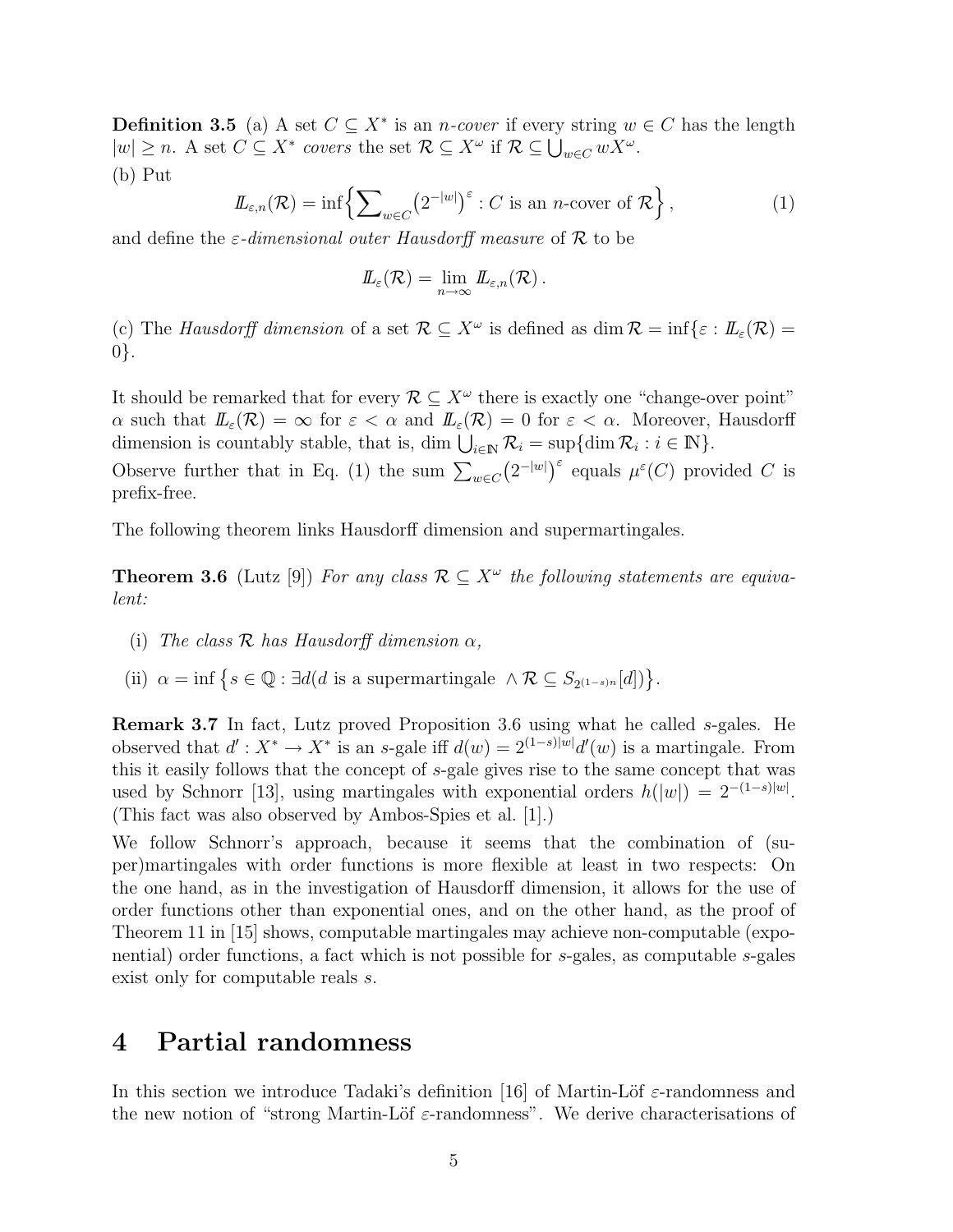**Definition 3.5** (a) A set $C \subseteq X^*$ is an *n-cover* if every string $w \in C$ has the length $|w| \geq n$. A set $C \subseteq X^*$ *covers* the set $\mathcal{R} \subseteq X^\omega$ if $\mathcal{R} \subseteq \bigcup_{w \in C} wX^\omega$.

(b) Put

$$I\!L_{\varepsilon,n}(\mathcal{R}) = \inf\Big\{\sum\nolimits_{w\in C}\big(2^{-|w|}\big)^{\varepsilon} : C \text{ is an } n\text{-cover of } \mathcal{R}\Big\}\,, \tag{1}$$

and define the *$\varepsilon$-dimensional outer Hausdorff measure* of $\mathcal{R}$ to be

$$I\!L_{\varepsilon}(\mathcal{R}) = \lim_{n\to\infty} I\!L_{\varepsilon,n}(\mathcal{R})\,.$$

(c) The *Hausdorff dimension* of a set $\mathcal{R} \subseteq X^\omega$ is defined as $\dim \mathcal{R} = \inf\{\varepsilon : I\!L_\varepsilon(\mathcal{R}) = 0\}$.

It should be remarked that for every $\mathcal{R} \subseteq X^\omega$ there is exactly one "change-over point" $\alpha$ such that $I\!L_\varepsilon(\mathcal{R}) = \infty$ for $\varepsilon < \alpha$ and $I\!L_\varepsilon(\mathcal{R}) = 0$ for $\varepsilon < \alpha$. Moreover, Hausdorff dimension is countably stable, that is, $\dim \bigcup_{i\in\mathbb{N}} \mathcal{R}_i = \sup\{\dim \mathcal{R}_i : i \in \mathbb{N}\}$.

Observe further that in Eq. (1) the sum $\sum_{w\in C}\big(2^{-|w|}\big)^{\varepsilon}$ equals $\mu^\varepsilon(C)$ provided $C$ is prefix-free.

The following theorem links Hausdorff dimension and supermartingales.

**Theorem 3.6** (Lutz [9]) *For any class $\mathcal{R} \subseteq X^\omega$ the following statements are equivalent:*

(i) *The class $\mathcal{R}$ has Hausdorff dimension $\alpha$,*

(ii) $\alpha = \inf\big\{s \in \mathbb{Q} : \exists d(d \text{ is a supermartingale } \wedge \mathcal{R} \subseteq S_{2^{(1-s)n}}[d])\big\}$.

**Remark 3.7** In fact, Lutz proved Proposition 3.6 using what he called $s$-gales. He observed that $d' : X^* \to X^*$ is an $s$-gale iff $d(w) = 2^{(1-s)|w|}d'(w)$ is a martingale. From this it easily follows that the concept of $s$-gale gives rise to the same concept that was used by Schnorr [13], using martingales with exponential orders $h(|w|) = 2^{-(1-s)|w|}$. (This fact was also observed by Ambos-Spies et al. [1].)

We follow Schnorr's approach, because it seems that the combination of (super)martingales with order functions is more flexible at least in two respects: On the one hand, as in the investigation of Hausdorff dimension, it allows for the use of order functions other than exponential ones, and on the other hand, as the proof of Theorem 11 in [15] shows, computable martingales may achieve non-computable (exponential) order functions, a fact which is not possible for $s$-gales, as computable $s$-gales exist only for computable reals $s$.

# 4 Partial randomness

In this section we introduce Tadaki's definition [16] of Martin-Löf $\varepsilon$-randomness and the new notion of "strong Martin-Löf $\varepsilon$-randomness". We derive characterisations of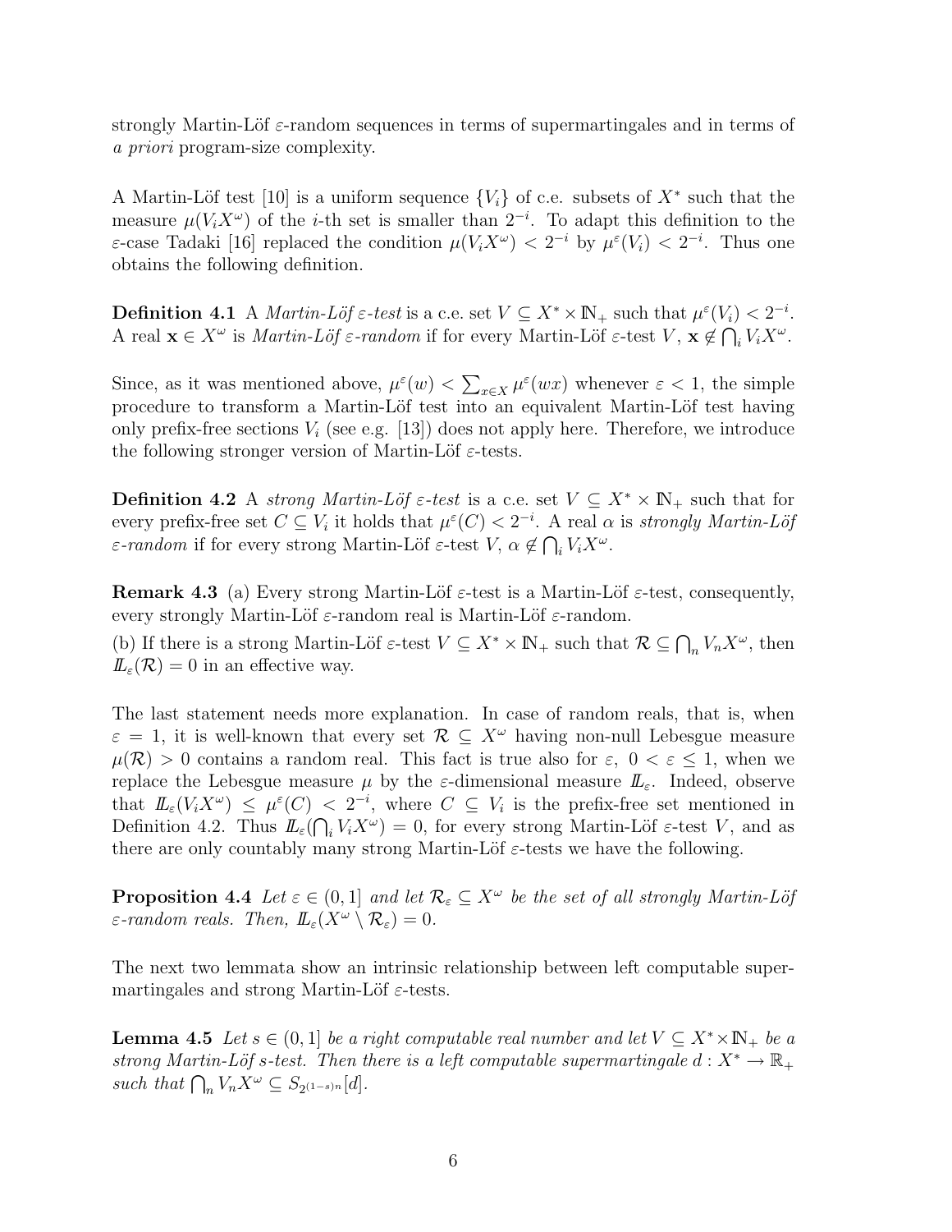strongly Martin-Löf $\varepsilon$-random sequences in terms of supermartingales and in terms of *a priori* program-size complexity.

A Martin-Löf test [10] is a uniform sequence $\{V_i\}$ of c.e. subsets of $X^*$ such that the measure $\mu(V_i X^\omega)$ of the $i$-th set is smaller than $2^{-i}$. To adapt this definition to the $\varepsilon$-case Tadaki [16] replaced the condition $\mu(V_i X^\omega) < 2^{-i}$ by $\mu^\varepsilon(V_i) < 2^{-i}$. Thus one obtains the following definition.

**Definition 4.1** A *Martin-Löf $\varepsilon$-test* is a c.e. set $V \subseteq X^* \times \mathbb{N}_+$ such that $\mu^\varepsilon(V_i) < 2^{-i}$. A real $\mathbf{x} \in X^\omega$ is *Martin-Löf $\varepsilon$-random* if for every Martin-Löf $\varepsilon$-test $V$, $\mathbf{x} \notin \bigcap_i V_i X^\omega$.

Since, as it was mentioned above, $\mu^\varepsilon(w) < \sum_{x \in X} \mu^\varepsilon(wx)$ whenever $\varepsilon < 1$, the simple procedure to transform a Martin-Löf test into an equivalent Martin-Löf test having only prefix-free sections $V_i$ (see e.g. [13]) does not apply here. Therefore, we introduce the following stronger version of Martin-Löf $\varepsilon$-tests.

**Definition 4.2** A *strong Martin-Löf $\varepsilon$-test* is a c.e. set $V \subseteq X^* \times \mathbb{N}_+$ such that for every prefix-free set $C \subseteq V_i$ it holds that $\mu^\varepsilon(C) < 2^{-i}$. A real $\alpha$ is *strongly Martin-Löf $\varepsilon$-random* if for every strong Martin-Löf $\varepsilon$-test $V$, $\alpha \notin \bigcap_i V_i X^\omega$.

**Remark 4.3** (a) Every strong Martin-Löf $\varepsilon$-test is a Martin-Löf $\varepsilon$-test, consequently, every strongly Martin-Löf $\varepsilon$-random real is Martin-Löf $\varepsilon$-random.

(b) If there is a strong Martin-Löf $\varepsilon$-test $V \subseteq X^* \times \mathbb{N}_+$ such that $\mathcal{R} \subseteq \bigcap_n V_n X^\omega$, then $\mathbb{L}_\varepsilon(\mathcal{R}) = 0$ in an effective way.

The last statement needs more explanation. In case of random reals, that is, when $\varepsilon = 1$, it is well-known that every set $\mathcal{R} \subseteq X^\omega$ having non-null Lebesgue measure $\mu(\mathcal{R}) > 0$ contains a random real. This fact is true also for $\varepsilon$, $0 < \varepsilon \leq 1$, when we replace the Lebesgue measure $\mu$ by the $\varepsilon$-dimensional measure $\mathbb{L}_\varepsilon$. Indeed, observe that $\mathbb{L}_\varepsilon(V_i X^\omega) \leq \mu^\varepsilon(C) < 2^{-i}$, where $C \subseteq V_i$ is the prefix-free set mentioned in Definition 4.2. Thus $\mathbb{L}_\varepsilon(\bigcap_i V_i X^\omega) = 0$, for every strong Martin-Löf $\varepsilon$-test $V$, and as there are only countably many strong Martin-Löf $\varepsilon$-tests we have the following.

**Proposition 4.4** *Let $\varepsilon \in (0, 1]$ and let $\mathcal{R}_\varepsilon \subseteq X^\omega$ be the set of all strongly Martin-Löf $\varepsilon$-random reals. Then, $\mathbb{L}_\varepsilon(X^\omega \setminus \mathcal{R}_\varepsilon) = 0$.*

The next two lemmata show an intrinsic relationship between left computable supermartingales and strong Martin-Löf $\varepsilon$-tests.

**Lemma 4.5** *Let $s \in (0, 1]$ be a right computable real number and let $V \subseteq X^* \times \mathbb{N}_+$ be a strong Martin-Löf $s$-test. Then there is a left computable supermartingale $d : X^* \to \mathbb{R}_+$ such that $\bigcap_n V_n X^\omega \subseteq S_{2^{(1-s)n}}[d]$.*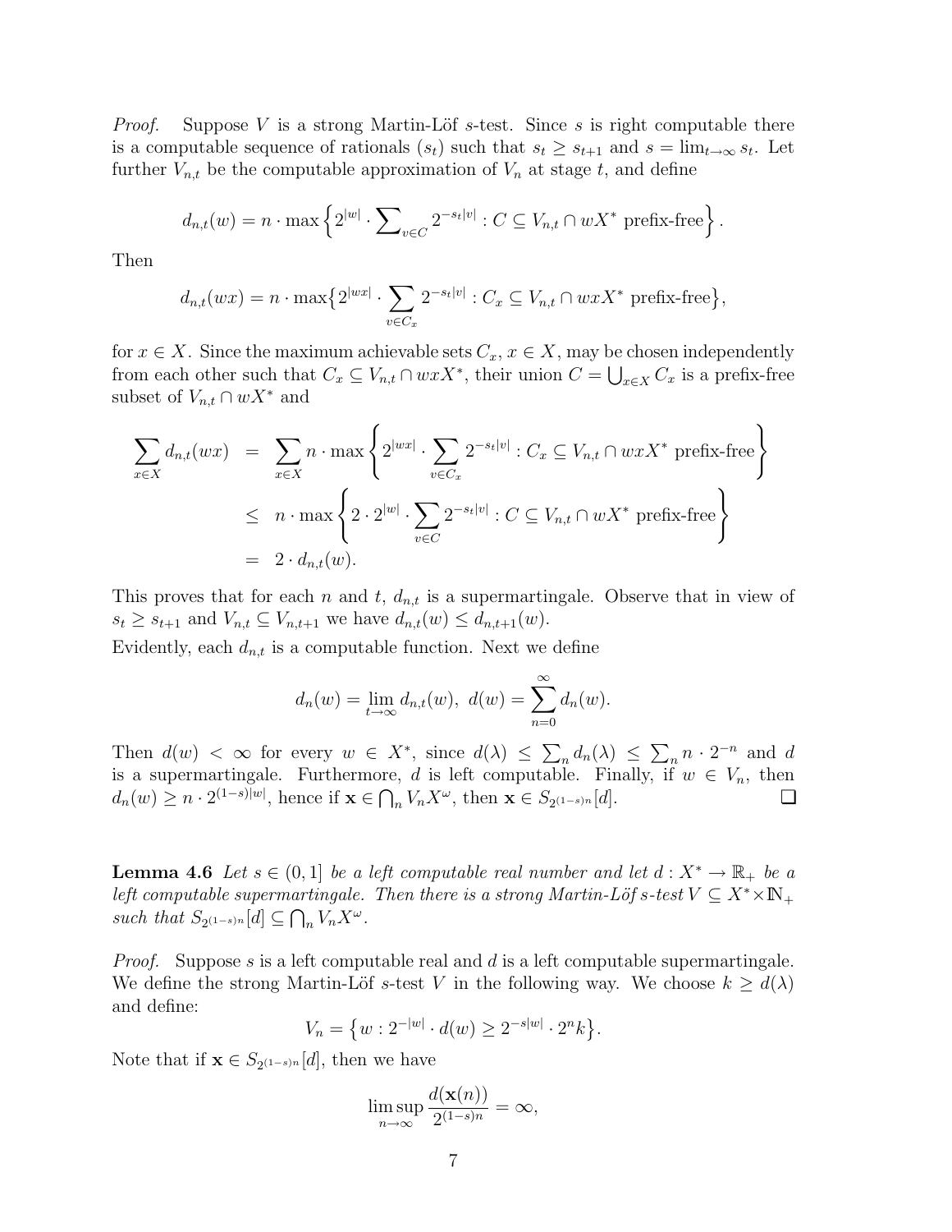*Proof.* Suppose $V$ is a strong Martin-Löf $s$-test. Since $s$ is right computable there is a computable sequence of rationals $(s_t)$ such that $s_t \geq s_{t+1}$ and $s = \lim_{t\to\infty} s_t$. Let further $V_{n,t}$ be the computable approximation of $V_n$ at stage $t$, and define

$$d_{n,t}(w) = n \cdot \max\left\{2^{|w|} \cdot \sum\nolimits_{v \in C} 2^{-s_t|v|} : C \subseteq V_{n,t} \cap wX^* \text{ prefix-free}\right\}.$$

Then

$$d_{n,t}(wx) = n \cdot \max\left\{2^{|wx|} \cdot \sum_{v \in C_x} 2^{-s_t|v|} : C_x \subseteq V_{n,t} \cap wxX^* \text{ prefix-free}\right\},$$

for $x \in X$. Since the maximum achievable sets $C_x$, $x \in X$, may be chosen independently from each other such that $C_x \subseteq V_{n,t} \cap wxX^*$, their union $C = \bigcup_{x \in X} C_x$ is a prefix-free subset of $V_{n,t} \cap wX^*$ and

$$\begin{aligned}
\sum_{x \in X} d_{n,t}(wx) &= \sum_{x \in X} n \cdot \max\left\{2^{|wx|} \cdot \sum_{v \in C_x} 2^{-s_t|v|} : C_x \subseteq V_{n,t} \cap wxX^* \text{ prefix-free}\right\} \\
&\leq n \cdot \max\left\{2 \cdot 2^{|w|} \cdot \sum_{v \in C} 2^{-s_t|v|} : C \subseteq V_{n,t} \cap wX^* \text{ prefix-free}\right\} \\
&= 2 \cdot d_{n,t}(w).
\end{aligned}$$

This proves that for each $n$ and $t$, $d_{n,t}$ is a supermartingale. Observe that in view of $s_t \geq s_{t+1}$ and $V_{n,t} \subseteq V_{n,t+1}$ we have $d_{n,t}(w) \leq d_{n,t+1}(w)$.

Evidently, each $d_{n,t}$ is a computable function. Next we define

$$d_n(w) = \lim_{t\to\infty} d_{n,t}(w), \; d(w) = \sum_{n=0}^{\infty} d_n(w).$$

Then $d(w) < \infty$ for every $w \in X^*$, since $d(\lambda) \leq \sum_n d_n(\lambda) \leq \sum_n n \cdot 2^{-n}$ and $d$ is a supermartingale. Furthermore, $d$ is left computable. Finally, if $w \in V_n$, then $d_n(w) \geq n \cdot 2^{(1-s)|w|}$, hence if $\mathbf{x} \in \bigcap_n V_n X^\omega$, then $\mathbf{x} \in S_{2^{(1-s)n}}[d]$. ❑

**Lemma 4.6** *Let $s \in (0, 1]$ be a left computable real number and let $d : X^* \to \mathbb{R}_+$ be a left computable supermartingale. Then there is a strong Martin-Löf $s$-test $V \subseteq X^* \times \mathbb{N}_+$ such that $S_{2^{(1-s)n}}[d] \subseteq \bigcap_n V_n X^\omega$.*

*Proof.* Suppose $s$ is a left computable real and $d$ is a left computable supermartingale. We define the strong Martin-Löf $s$-test $V$ in the following way. We choose $k \geq d(\lambda)$ and define:

$$V_n = \left\{w : 2^{-|w|} \cdot d(w) \geq 2^{-s|w|} \cdot 2^n k\right\}.$$

Note that if $\mathbf{x} \in S_{2^{(1-s)n}}[d]$, then we have

$$\limsup_{n\to\infty} \frac{d(\mathbf{x}(n))}{2^{(1-s)n}} = \infty,$$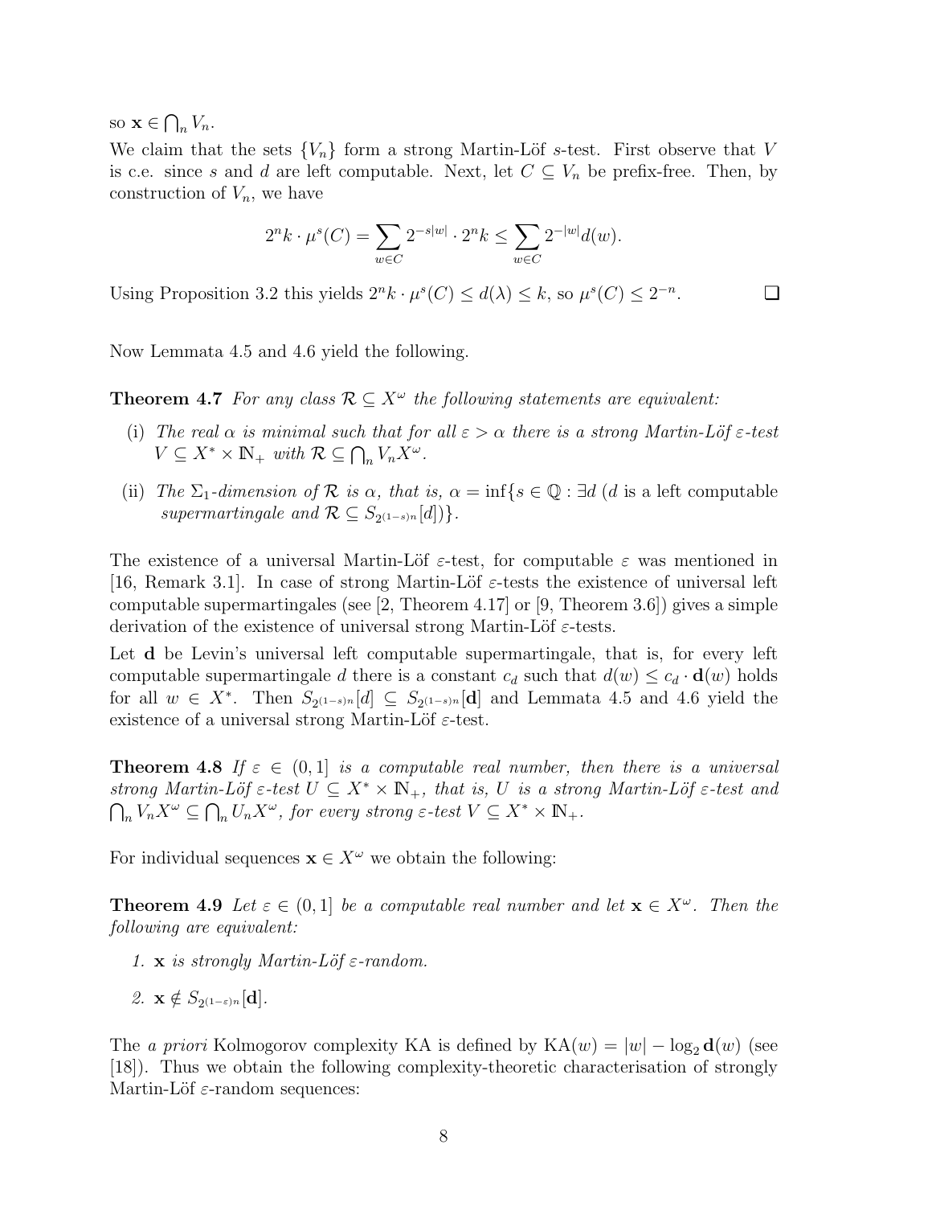so $\mathbf{x} \in \bigcap_n V_n$.

We claim that the sets $\{V_n\}$ form a strong Martin-Löf $s$-test. First observe that $V$ is c.e. since $s$ and $d$ are left computable. Next, let $C \subseteq V_n$ be prefix-free. Then, by construction of $V_n$, we have

$$2^n k \cdot \mu^s(C) = \sum_{w \in C} 2^{-s|w|} \cdot 2^n k \leq \sum_{w \in C} 2^{-|w|} d(w).$$

Using Proposition 3.2 this yields $2^n k \cdot \mu^s(C) \leq d(\lambda) \leq k$, so $\mu^s(C) \leq 2^{-n}$. ❑

Now Lemmata 4.5 and 4.6 yield the following.

**Theorem 4.7** *For any class $\mathcal{R} \subseteq X^\omega$ the following statements are equivalent:*

(i) *The real $\alpha$ is minimal such that for all $\varepsilon > \alpha$ there is a strong Martin-Löf $\varepsilon$-test $V \subseteq X^* \times \mathbb{N}_+$ with $\mathcal{R} \subseteq \bigcap_n V_n X^\omega$.*

(ii) *The $\Sigma_1$-dimension of $\mathcal{R}$ is $\alpha$, that is, $\alpha = \inf\{s \in \mathbb{Q} : \exists d$ ($d$ is a left computable supermartingale and $\mathcal{R} \subseteq S_{2^{(1-s)n}}[d])\}$.*

The existence of a universal Martin-Löf $\varepsilon$-test, for computable $\varepsilon$ was mentioned in [16, Remark 3.1]. In case of strong Martin-Löf $\varepsilon$-tests the existence of universal left computable supermartingales (see [2, Theorem 4.17] or [9, Theorem 3.6]) gives a simple derivation of the existence of universal strong Martin-Löf $\varepsilon$-tests.

Let $\mathbf{d}$ be Levin's universal left computable supermartingale, that is, for every left computable supermartingale $d$ there is a constant $c_d$ such that $d(w) \leq c_d \cdot \mathbf{d}(w)$ holds for all $w \in X^*$. Then $S_{2^{(1-s)n}}[d] \subseteq S_{2^{(1-s)n}}[\mathbf{d}]$ and Lemmata 4.5 and 4.6 yield the existence of a universal strong Martin-Löf $\varepsilon$-test.

**Theorem 4.8** *If $\varepsilon \in (0,1]$ is a computable real number, then there is a universal strong Martin-Löf $\varepsilon$-test $U \subseteq X^* \times \mathbb{N}_+$, that is, $U$ is a strong Martin-Löf $\varepsilon$-test and $\bigcap_n V_n X^\omega \subseteq \bigcap_n U_n X^\omega$, for every strong $\varepsilon$-test $V \subseteq X^* \times \mathbb{N}_+$.*

For individual sequences $\mathbf{x} \in X^\omega$ we obtain the following:

**Theorem 4.9** *Let $\varepsilon \in (0,1]$ be a computable real number and let $\mathbf{x} \in X^\omega$. Then the following are equivalent:*

1. *$\mathbf{x}$ is strongly Martin-Löf $\varepsilon$-random.*
2. *$\mathbf{x} \notin S_{2^{(1-\varepsilon)n}}[\mathbf{d}]$.*

The *a priori* Kolmogorov complexity KA is defined by $\mathrm{KA}(w) = |w| - \log_2 \mathbf{d}(w)$ (see [18]). Thus we obtain the following complexity-theoretic characterisation of strongly Martin-Löf $\varepsilon$-random sequences: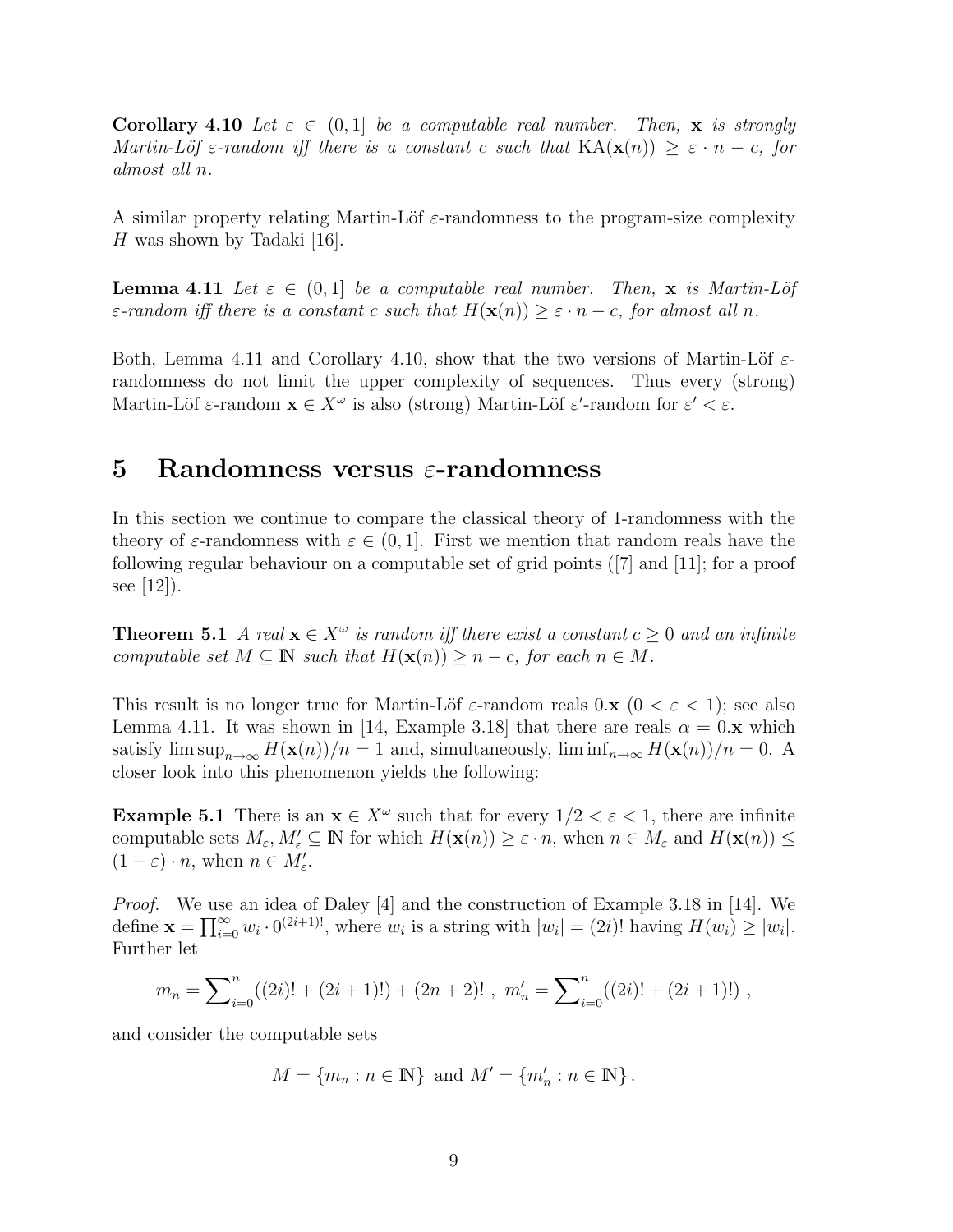**Corollary 4.10** *Let $\varepsilon \in (0,1]$ be a computable real number. Then, $\mathbf{x}$ is strongly Martin-Löf $\varepsilon$-random iff there is a constant $c$ such that $\mathrm{KA}(\mathbf{x}(n)) \geq \varepsilon \cdot n - c$, for almost all $n$.*

A similar property relating Martin-Löf $\varepsilon$-randomness to the program-size complexity $H$ was shown by Tadaki [16].

**Lemma 4.11** *Let $\varepsilon \in (0,1]$ be a computable real number. Then, $\mathbf{x}$ is Martin-Löf $\varepsilon$-random iff there is a constant $c$ such that $H(\mathbf{x}(n)) \geq \varepsilon \cdot n - c$, for almost all $n$.*

Both, Lemma 4.11 and Corollary 4.10, show that the two versions of Martin-Löf $\varepsilon$-randomness do not limit the upper complexity of sequences. Thus every (strong) Martin-Löf $\varepsilon$-random $\mathbf{x} \in X^\omega$ is also (strong) Martin-Löf $\varepsilon'$-random for $\varepsilon' < \varepsilon$.

# 5 Randomness versus $\varepsilon$-randomness

In this section we continue to compare the classical theory of 1-randomness with the theory of $\varepsilon$-randomness with $\varepsilon \in (0,1]$. First we mention that random reals have the following regular behaviour on a computable set of grid points ([7] and [11]; for a proof see [12]).

**Theorem 5.1** *A real $\mathbf{x} \in X^\omega$ is random iff there exist a constant $c \geq 0$ and an infinite computable set $M \subseteq \mathbb{N}$ such that $H(\mathbf{x}(n)) \geq n - c$, for each $n \in M$.*

This result is no longer true for Martin-Löf $\varepsilon$-random reals $0.\mathbf{x}$ ($0 < \varepsilon < 1$); see also Lemma 4.11. It was shown in [14, Example 3.18] that there are reals $\alpha = 0.\mathbf{x}$ which satisfy $\limsup_{n\to\infty} H(\mathbf{x}(n))/n = 1$ and, simultaneously, $\liminf_{n\to\infty} H(\mathbf{x}(n))/n = 0$. A closer look into this phenomenon yields the following:

**Example 5.1** There is an $\mathbf{x} \in X^\omega$ such that for every $1/2 < \varepsilon < 1$, there are infinite computable sets $M_\varepsilon, M'_\varepsilon \subseteq \mathbb{N}$ for which $H(\mathbf{x}(n)) \geq \varepsilon \cdot n$, when $n \in M_\varepsilon$ and $H(\mathbf{x}(n)) \leq (1-\varepsilon) \cdot n$, when $n \in M'_\varepsilon$.

*Proof.* We use an idea of Daley [4] and the construction of Example 3.18 in [14]. We define $\mathbf{x} = \prod_{i=0}^{\infty} w_i \cdot 0^{(2i+1)!}$, where $w_i$ is a string with $|w_i| = (2i)!$ having $H(w_i) \geq |w_i|$. Further let

$$m_n = \sum\nolimits_{i=0}^{n} ((2i)! + (2i+1)!) + (2n+2)! \ , \ m'_n = \sum\nolimits_{i=0}^{n} ((2i)! + (2i+1)!) \ ,$$

and consider the computable sets

$$M = \{m_n : n \in \mathbb{N}\} \text{ and } M' = \{m'_n : n \in \mathbb{N}\} .$$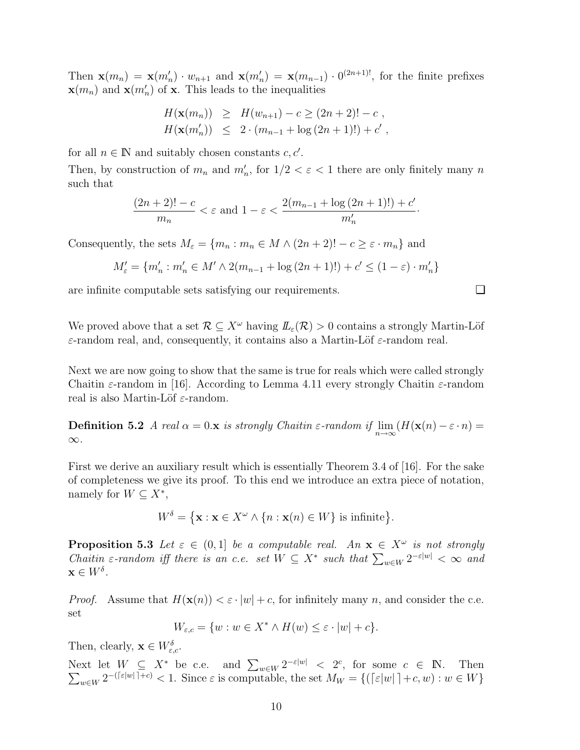Then $\mathbf{x}(m_n) = \mathbf{x}(m'_n) \cdot w_{n+1}$ and $\mathbf{x}(m'_n) = \mathbf{x}(m_{n-1}) \cdot 0^{(2n+1)!}$, for the finite prefixes $\mathbf{x}(m_n)$ and $\mathbf{x}(m'_n)$ of $\mathbf{x}$. This leads to the inequalities

$$
\begin{aligned}
H(\mathbf{x}(m_n)) &\geq H(w_{n+1}) - c \geq (2n+2)! - c\ , \\
H(\mathbf{x}(m'_n)) &\leq 2 \cdot (m_{n-1} + \log{(2n+1)!}) + c'\ ,
\end{aligned}
$$

for all $n \in \mathbb{N}$ and suitably chosen constants $c, c'$.

Then, by construction of $m_n$ and $m'_n$, for $1/2 < \varepsilon < 1$ there are only finitely many $n$ such that

$$
\frac{(2n+2)! - c}{m_n} < \varepsilon \text{ and } 1 - \varepsilon < \frac{2(m_{n-1} + \log{(2n+1)!}) + c'}{m'_n}.
$$

Consequently, the sets $M_\varepsilon = \{m_n : m_n \in M \wedge (2n+2)! - c \geq \varepsilon \cdot m_n\}$ and

$$
M'_\varepsilon = \{m'_n : m'_n \in M' \wedge 2(m_{n-1} + \log{(2n+1)!}) + c' \leq (1 - \varepsilon) \cdot m'_n\}
$$

are infinite computable sets satisfying our requirements. ❑

We proved above that a set $\mathcal{R} \subseteq X^\omega$ having $\mathbb{L}_\varepsilon(\mathcal{R}) > 0$ contains a strongly Martin-Löf $\varepsilon$-random real, and, consequently, it contains also a Martin-Löf $\varepsilon$-random real.

Next we are now going to show that the same is true for reals which were called strongly Chaitin $\varepsilon$-random in [16]. According to Lemma 4.11 every strongly Chaitin $\varepsilon$-random real is also Martin-Löf $\varepsilon$-random.

**Definition 5.2** *A real $\alpha = 0.\mathbf{x}$ is strongly Chaitin $\varepsilon$-random if $\lim_{n\to\infty}(H(\mathbf{x}(n) - \varepsilon \cdot n) = \infty$.*

First we derive an auxiliary result which is essentially Theorem 3.4 of [16]. For the sake of completeness we give its proof. To this end we introduce an extra piece of notation, namely for $W \subseteq X^*$,

$$
W^\delta = \big\{\mathbf{x} : \mathbf{x} \in X^\omega \wedge \{n : \mathbf{x}(n) \in W\} \text{ is infinite}\big\}.
$$

**Proposition 5.3** *Let $\varepsilon \in (0, 1]$ be a computable real. An $\mathbf{x} \in X^\omega$ is not strongly Chaitin $\varepsilon$-random iff there is an c.e. set $W \subseteq X^*$ such that $\sum_{w\in W} 2^{-\varepsilon|w|} < \infty$ and $\mathbf{x} \in W^\delta$.*

*Proof.* Assume that $H(\mathbf{x}(n)) < \varepsilon \cdot |w| + c$, for infinitely many $n$, and consider the c.e. set

$$
W_{\varepsilon,c} = \{w : w \in X^* \wedge H(w) \leq \varepsilon \cdot |w| + c\}.
$$

Then, clearly, $\mathbf{x} \in W^\delta_{\varepsilon,c}$.

Next let $W \subseteq X^*$ be c.e. and $\sum_{w\in W} 2^{-\varepsilon|w|} < 2^c$, for some $c \in \mathbb{N}$. Then $\sum_{w\in W} 2^{-(\lceil\varepsilon|w|\rceil+c)} < 1$. Since $\varepsilon$ is computable, the set $M_W = \{(\lceil\varepsilon|w|\rceil+c, w) : w \in W\}$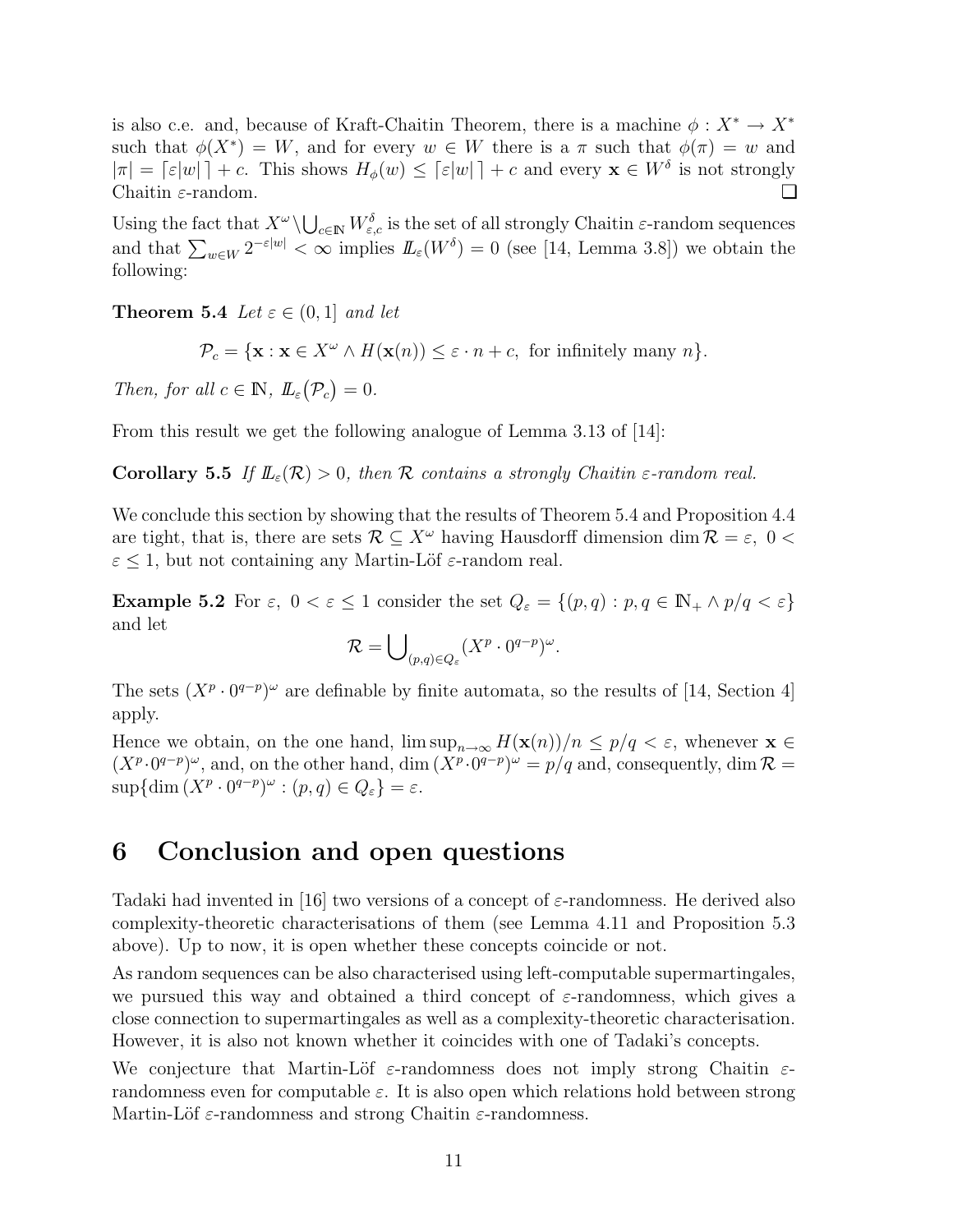is also c.e. and, because of Kraft-Chaitin Theorem, there is a machine $\phi : X^* \to X^*$ such that $\phi(X^*) = W$, and for every $w \in W$ there is a $\pi$ such that $\phi(\pi) = w$ and $|\pi| = \lceil \varepsilon|w| \rceil + c$. This shows $H_\phi(w) \leq \lceil \varepsilon|w| \rceil + c$ and every $\mathbf{x} \in W^\delta$ is not strongly Chaitin $\varepsilon$-random. ❑

Using the fact that $X^\omega \setminus \bigcup_{c\in\mathbb{N}} W^\delta_{\varepsilon,c}$ is the set of all strongly Chaitin $\varepsilon$-random sequences and that $\sum_{w\in W} 2^{-\varepsilon|w|} < \infty$ implies $I\!L_\varepsilon(W^\delta) = 0$ (see [14, Lemma 3.8]) we obtain the following:

**Theorem 5.4** *Let $\varepsilon \in (0, 1]$ and let*

$$\mathcal{P}_c = \{\mathbf{x} : \mathbf{x} \in X^\omega \wedge H(\mathbf{x}(n)) \leq \varepsilon \cdot n + c, \text{ for infinitely many } n\}.$$

*Then, for all $c \in \mathbb{N}$, $I\!L_\varepsilon(\mathcal{P}_c) = 0$.*

From this result we get the following analogue of Lemma 3.13 of [14]:

**Corollary 5.5** *If $I\!L_\varepsilon(\mathcal{R}) > 0$, then $\mathcal{R}$ contains a strongly Chaitin $\varepsilon$-random real.*

We conclude this section by showing that the results of Theorem 5.4 and Proposition 4.4 are tight, that is, there are sets $\mathcal{R} \subseteq X^\omega$ having Hausdorff dimension $\dim \mathcal{R} = \varepsilon$, $0 < \varepsilon \leq 1$, but not containing any Martin-Löf $\varepsilon$-random real.

**Example 5.2** For $\varepsilon$, $0 < \varepsilon \leq 1$ consider the set $Q_\varepsilon = \{(p, q) : p, q \in \mathbb{N}_+ \wedge p/q < \varepsilon\}$ and let

$$\mathcal{R} = \bigcup\nolimits_{(p,q)\in Q_\varepsilon} (X^p \cdot 0^{q-p})^\omega.$$

The sets $(X^p \cdot 0^{q-p})^\omega$ are definable by finite automata, so the results of [14, Section 4] apply.

Hence we obtain, on the one hand, $\limsup_{n\to\infty} H(\mathbf{x}(n))/n \leq p/q < \varepsilon$, whenever $\mathbf{x} \in (X^p \cdot 0^{q-p})^\omega$, and, on the other hand, $\dim (X^p \cdot 0^{q-p})^\omega = p/q$ and, consequently, $\dim \mathcal{R} = \sup\{\dim (X^p \cdot 0^{q-p})^\omega : (p, q) \in Q_\varepsilon\} = \varepsilon$.

# 6 Conclusion and open questions

Tadaki had invented in [16] two versions of a concept of $\varepsilon$-randomness. He derived also complexity-theoretic characterisations of them (see Lemma 4.11 and Proposition 5.3 above). Up to now, it is open whether these concepts coincide or not.

As random sequences can be also characterised using left-computable supermartingales, we pursued this way and obtained a third concept of $\varepsilon$-randomness, which gives a close connection to supermartingales as well as a complexity-theoretic characterisation. However, it is also not known whether it coincides with one of Tadaki's concepts.

We conjecture that Martin-Löf $\varepsilon$-randomness does not imply strong Chaitin $\varepsilon$-randomness even for computable $\varepsilon$. It is also open which relations hold between strong Martin-Löf $\varepsilon$-randomness and strong Chaitin $\varepsilon$-randomness.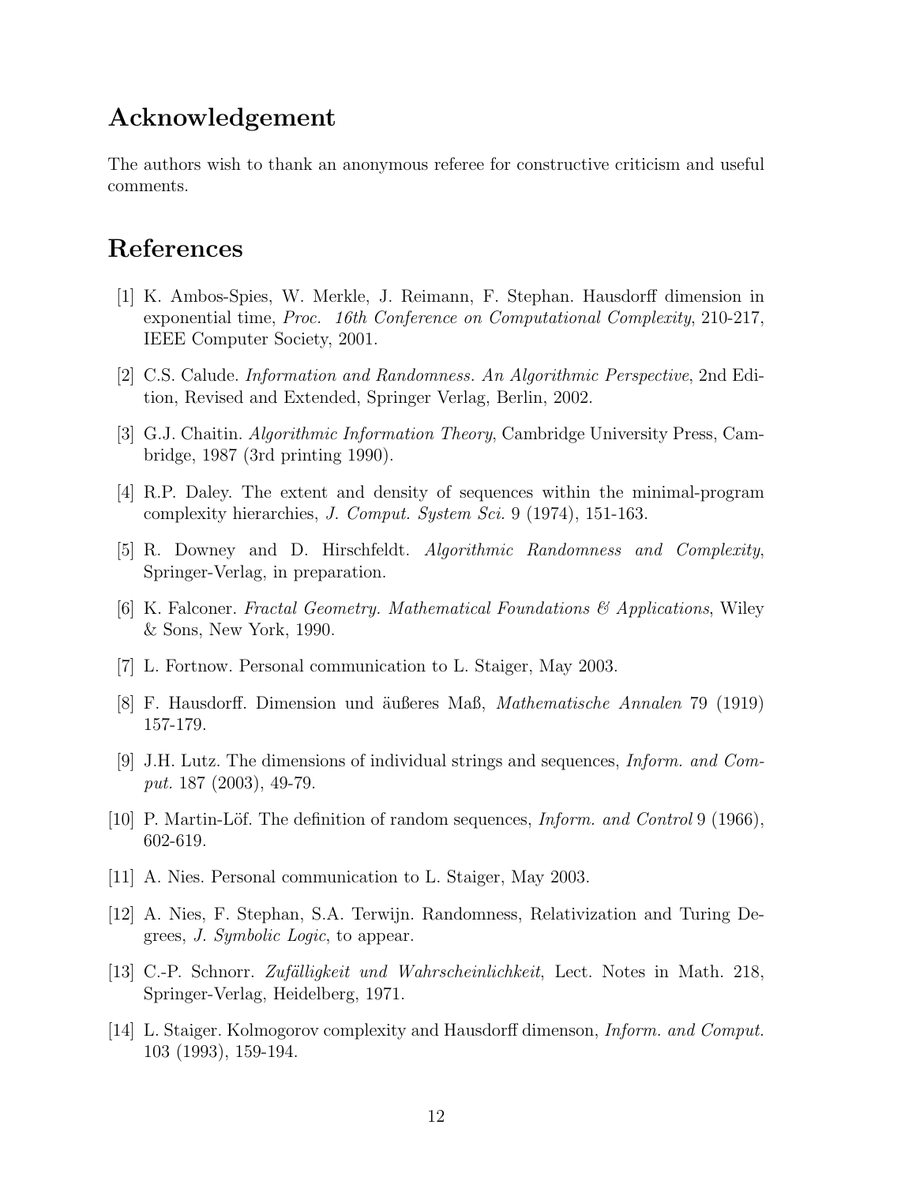## Acknowledgement

The authors wish to thank an anonymous referee for constructive criticism and useful comments.

## References

[1] K. Ambos-Spies, W. Merkle, J. Reimann, F. Stephan. Hausdorff dimension in exponential time, *Proc. 16th Conference on Computational Complexity*, 210-217, IEEE Computer Society, 2001.

[2] C.S. Calude. *Information and Randomness. An Algorithmic Perspective*, 2nd Edition, Revised and Extended, Springer Verlag, Berlin, 2002.

[3] G.J. Chaitin. *Algorithmic Information Theory*, Cambridge University Press, Cambridge, 1987 (3rd printing 1990).

[4] R.P. Daley. The extent and density of sequences within the minimal-program complexity hierarchies, *J. Comput. System Sci.* 9 (1974), 151-163.

[5] R. Downey and D. Hirschfeldt. *Algorithmic Randomness and Complexity*, Springer-Verlag, in preparation.

[6] K. Falconer. *Fractal Geometry. Mathematical Foundations & Applications*, Wiley & Sons, New York, 1990.

[7] L. Fortnow. Personal communication to L. Staiger, May 2003.

[8] F. Hausdorff. Dimension und äußeres Maß, *Mathematische Annalen* 79 (1919) 157-179.

[9] J.H. Lutz. The dimensions of individual strings and sequences, *Inform. and Comput.* 187 (2003), 49-79.

[10] P. Martin-Löf. The definition of random sequences, *Inform. and Control* 9 (1966), 602-619.

[11] A. Nies. Personal communication to L. Staiger, May 2003.

[12] A. Nies, F. Stephan, S.A. Terwijn. Randomness, Relativization and Turing Degrees, *J. Symbolic Logic*, to appear.

[13] C.-P. Schnorr. *Zufälligkeit und Wahrscheinlichkeit*, Lect. Notes in Math. 218, Springer-Verlag, Heidelberg, 1971.

[14] L. Staiger. Kolmogorov complexity and Hausdorff dimenson, *Inform. and Comput.* 103 (1993), 159-194.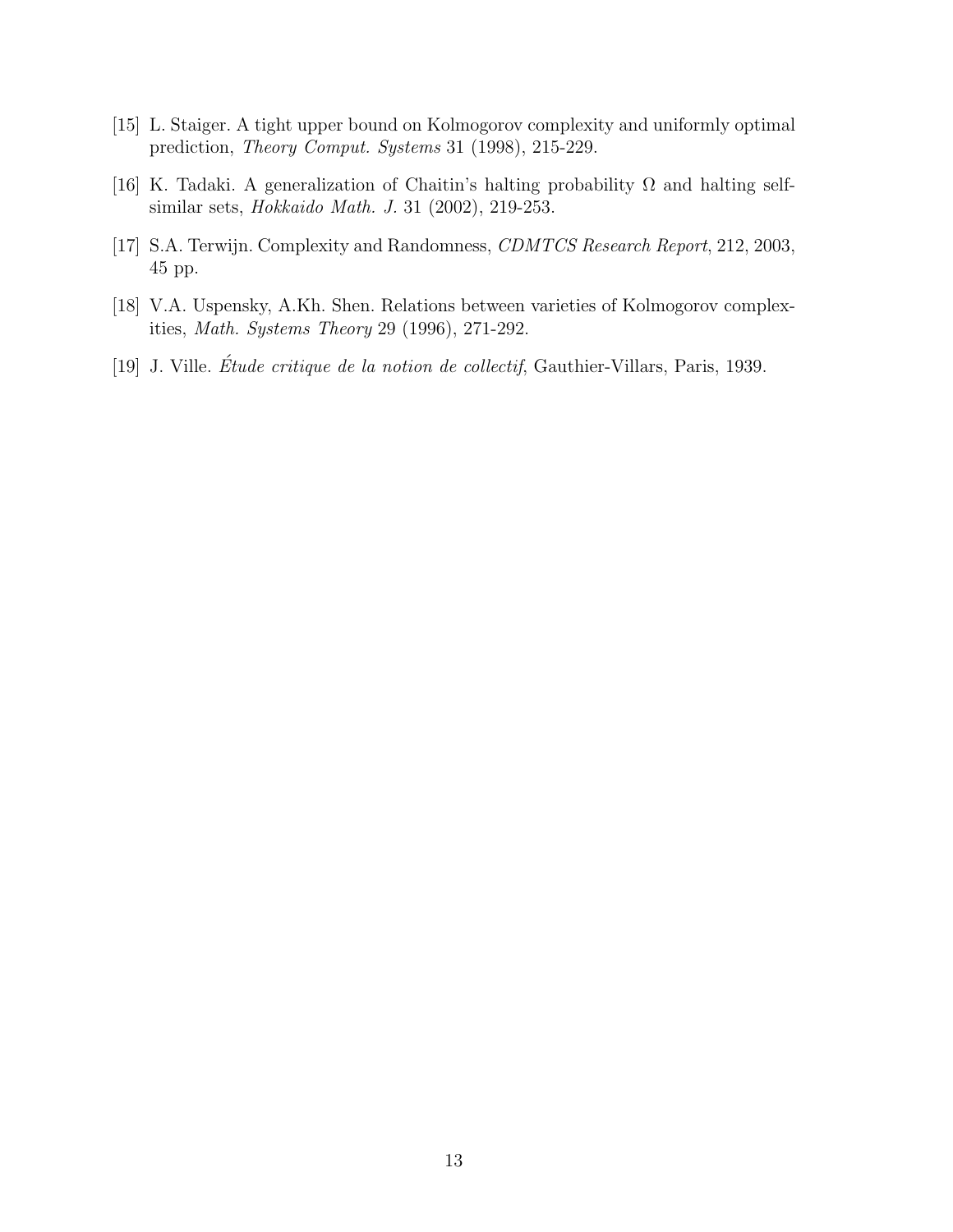[15] L. Staiger. A tight upper bound on Kolmogorov complexity and uniformly optimal prediction, *Theory Comput. Systems* 31 (1998), 215-229.

[16] K. Tadaki. A generalization of Chaitin's halting probability $\Omega$ and halting self-similar sets, *Hokkaido Math. J.* 31 (2002), 219-253.

[17] S.A. Terwijn. Complexity and Randomness, *CDMTCS Research Report*, 212, 2003, 45 pp.

[18] V.A. Uspensky, A.Kh. Shen. Relations between varieties of Kolmogorov complexities, *Math. Systems Theory* 29 (1996), 271-292.

[19] J. Ville. *Étude critique de la notion de collectif*, Gauthier-Villars, Paris, 1939.